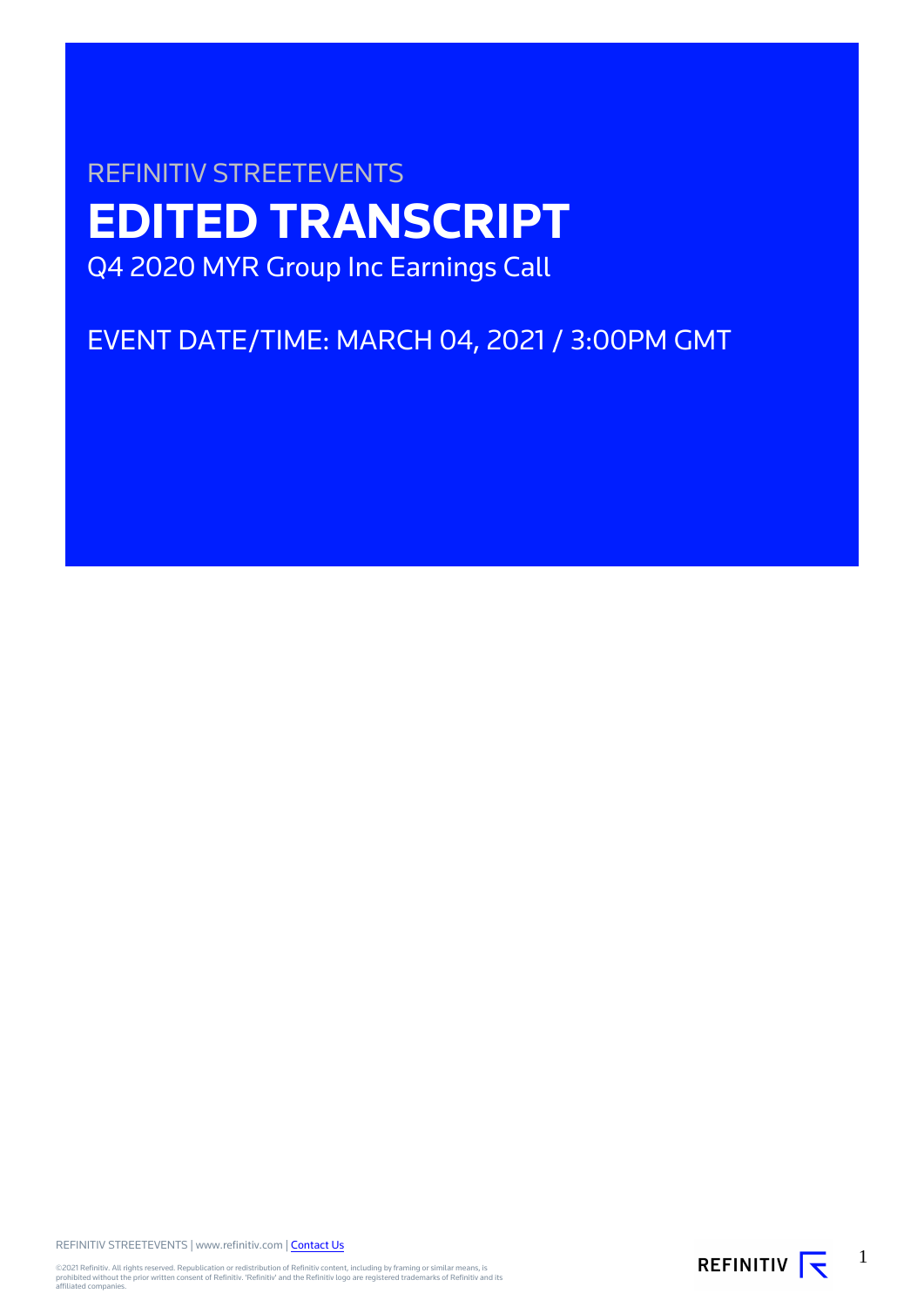REFINITIV STREETEVENTS

# EDITED TRANSCRIPT

Q4 2020 MYR Group Inc Earnings Call

EVENT DATE/TIME: MARCH 04, 2021 / 3:00PM GMT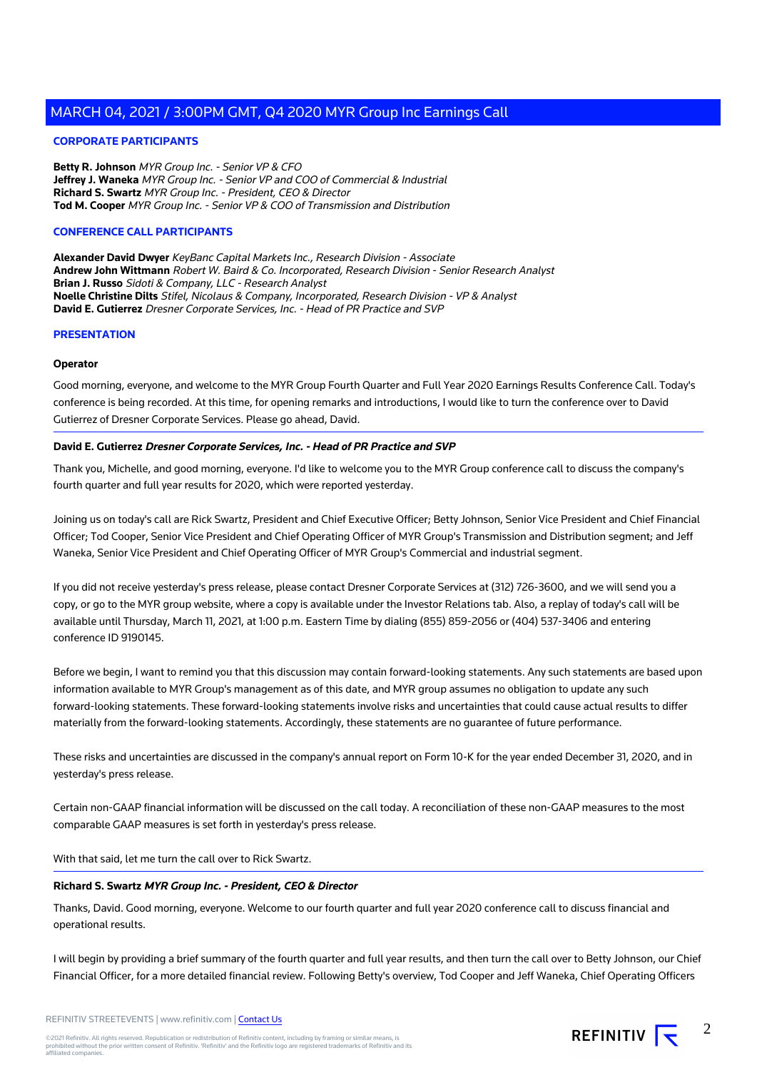## CORPORATE PARTICIPANTS

**Betty R. Johnson** *MYR Group Inc. - Senior VP & CFO*
**Jeffrey J. Waneka** *MYR Group Inc. - Senior VP and COO of Commercial & Industrial*
**Richard S. Swartz** *MYR Group Inc. - President, CEO & Director*
**Tod M. Cooper** *MYR Group Inc. - Senior VP & COO of Transmission and Distribution*

## CONFERENCE CALL PARTICIPANTS

**Alexander David Dwyer** *KeyBanc Capital Markets Inc., Research Division - Associate*
**Andrew John Wittmann** *Robert W. Baird & Co. Incorporated, Research Division - Senior Research Analyst*
**Brian J. Russo** *Sidoti & Company, LLC - Research Analyst*
**Noelle Christine Dilts** *Stifel, Nicolaus & Company, Incorporated, Research Division - VP & Analyst*
**David E. Gutierrez** *Dresner Corporate Services, Inc. - Head of PR Practice and SVP*

## PRESENTATION

**Operator**

Good morning, everyone, and welcome to the MYR Group Fourth Quarter and Full Year 2020 Earnings Results Conference Call. Today's conference is being recorded. At this time, for opening remarks and introductions, I would like to turn the conference over to David Gutierrez of Dresner Corporate Services. Please go ahead, David.

---

**David E. Gutierrez** ***Dresner Corporate Services, Inc. - Head of PR Practice and SVP***

Thank you, Michelle, and good morning, everyone. I'd like to welcome you to the MYR Group conference call to discuss the company's fourth quarter and full year results for 2020, which were reported yesterday.

Joining us on today's call are Rick Swartz, President and Chief Executive Officer; Betty Johnson, Senior Vice President and Chief Financial Officer; Tod Cooper, Senior Vice President and Chief Operating Officer of MYR Group's Transmission and Distribution segment; and Jeff Waneka, Senior Vice President and Chief Operating Officer of MYR Group's Commercial and industrial segment.

If you did not receive yesterday's press release, please contact Dresner Corporate Services at (312) 726-3600, and we will send you a copy, or go to the MYR group website, where a copy is available under the Investor Relations tab. Also, a replay of today's call will be available until Thursday, March 11, 2021, at 1:00 p.m. Eastern Time by dialing (855) 859-2056 or (404) 537-3406 and entering conference ID 9190145.

Before we begin, I want to remind you that this discussion may contain forward-looking statements. Any such statements are based upon information available to MYR Group's management as of this date, and MYR group assumes no obligation to update any such forward-looking statements. These forward-looking statements involve risks and uncertainties that could cause actual results to differ materially from the forward-looking statements. Accordingly, these statements are no guarantee of future performance.

These risks and uncertainties are discussed in the company's annual report on Form 10-K for the year ended December 31, 2020, and in yesterday's press release.

Certain non-GAAP financial information will be discussed on the call today. A reconciliation of these non-GAAP measures to the most comparable GAAP measures is set forth in yesterday's press release.

With that said, let me turn the call over to Rick Swartz.

---

**Richard S. Swartz** ***MYR Group Inc. - President, CEO & Director***

Thanks, David. Good morning, everyone. Welcome to our fourth quarter and full year 2020 conference call to discuss financial and operational results.

I will begin by providing a brief summary of the fourth quarter and full year results, and then turn the call over to Betty Johnson, our Chief Financial Officer, for a more detailed financial review. Following Betty's overview, Tod Cooper and Jeff Waneka, Chief Operating Officers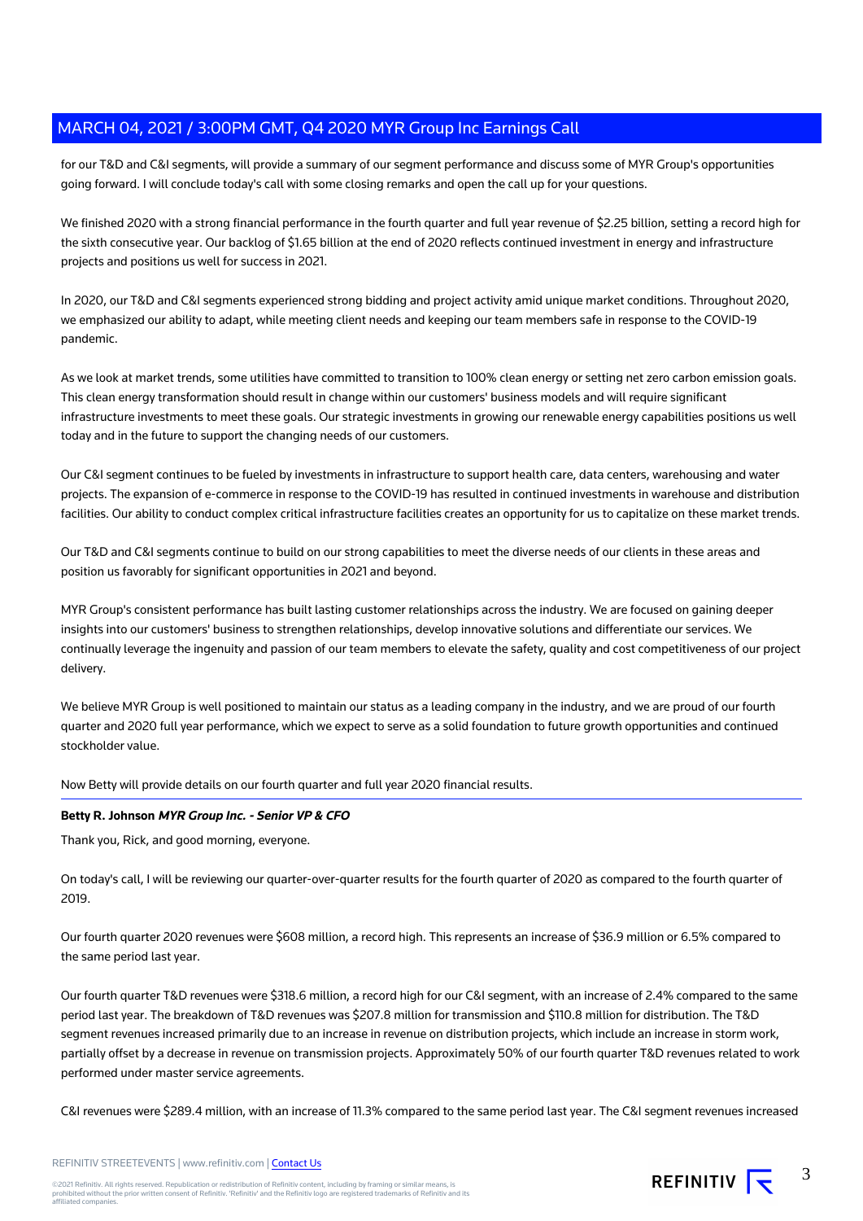for our T&D and C&I segments, will provide a summary of our segment performance and discuss some of MYR Group's opportunities going forward. I will conclude today's call with some closing remarks and open the call up for your questions.

We finished 2020 with a strong financial performance in the fourth quarter and full year revenue of $2.25 billion, setting a record high for the sixth consecutive year. Our backlog of $1.65 billion at the end of 2020 reflects continued investment in energy and infrastructure projects and positions us well for success in 2021.

In 2020, our T&D and C&I segments experienced strong bidding and project activity amid unique market conditions. Throughout 2020, we emphasized our ability to adapt, while meeting client needs and keeping our team members safe in response to the COVID-19 pandemic.

As we look at market trends, some utilities have committed to transition to 100% clean energy or setting net zero carbon emission goals. This clean energy transformation should result in change within our customers' business models and will require significant infrastructure investments to meet these goals. Our strategic investments in growing our renewable energy capabilities positions us well today and in the future to support the changing needs of our customers.

Our C&I segment continues to be fueled by investments in infrastructure to support health care, data centers, warehousing and water projects. The expansion of e-commerce in response to the COVID-19 has resulted in continued investments in warehouse and distribution facilities. Our ability to conduct complex critical infrastructure facilities creates an opportunity for us to capitalize on these market trends.

Our T&D and C&I segments continue to build on our strong capabilities to meet the diverse needs of our clients in these areas and position us favorably for significant opportunities in 2021 and beyond.

MYR Group's consistent performance has built lasting customer relationships across the industry. We are focused on gaining deeper insights into our customers' business to strengthen relationships, develop innovative solutions and differentiate our services. We continually leverage the ingenuity and passion of our team members to elevate the safety, quality and cost competitiveness of our project delivery.

We believe MYR Group is well positioned to maintain our status as a leading company in the industry, and we are proud of our fourth quarter and 2020 full year performance, which we expect to serve as a solid foundation to future growth opportunities and continued stockholder value.

Now Betty will provide details on our fourth quarter and full year 2020 financial results.

---

**Betty R. Johnson** ***MYR Group Inc. - Senior VP & CFO***

Thank you, Rick, and good morning, everyone.

On today's call, I will be reviewing our quarter-over-quarter results for the fourth quarter of 2020 as compared to the fourth quarter of 2019.

Our fourth quarter 2020 revenues were $608 million, a record high. This represents an increase of $36.9 million or 6.5% compared to the same period last year.

Our fourth quarter T&D revenues were $318.6 million, a record high for our C&I segment, with an increase of 2.4% compared to the same period last year. The breakdown of T&D revenues was $207.8 million for transmission and $110.8 million for distribution. The T&D segment revenues increased primarily due to an increase in revenue on distribution projects, which include an increase in storm work, partially offset by a decrease in revenue on transmission projects. Approximately 50% of our fourth quarter T&D revenues related to work performed under master service agreements.

C&I revenues were $289.4 million, with an increase of 11.3% compared to the same period last year. The C&I segment revenues increased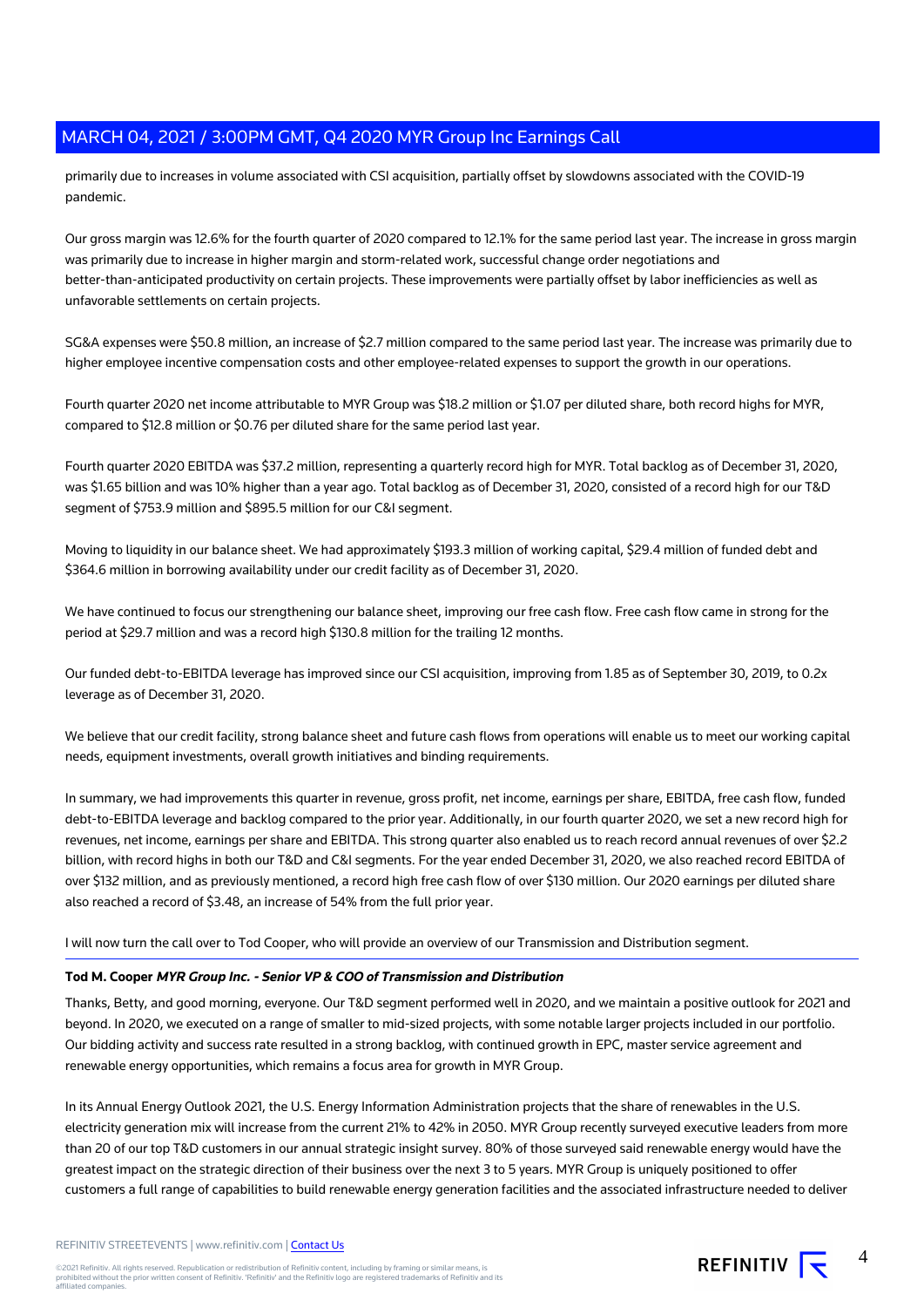primarily due to increases in volume associated with CSI acquisition, partially offset by slowdowns associated with the COVID-19 pandemic.

Our gross margin was 12.6% for the fourth quarter of 2020 compared to 12.1% for the same period last year. The increase in gross margin was primarily due to increase in higher margin and storm-related work, successful change order negotiations and better-than-anticipated productivity on certain projects. These improvements were partially offset by labor inefficiencies as well as unfavorable settlements on certain projects.

SG&A expenses were $50.8 million, an increase of $2.7 million compared to the same period last year. The increase was primarily due to higher employee incentive compensation costs and other employee-related expenses to support the growth in our operations.

Fourth quarter 2020 net income attributable to MYR Group was $18.2 million or $1.07 per diluted share, both record highs for MYR, compared to $12.8 million or $0.76 per diluted share for the same period last year.

Fourth quarter 2020 EBITDA was $37.2 million, representing a quarterly record high for MYR. Total backlog as of December 31, 2020, was $1.65 billion and was 10% higher than a year ago. Total backlog as of December 31, 2020, consisted of a record high for our T&D segment of $753.9 million and $895.5 million for our C&I segment.

Moving to liquidity in our balance sheet. We had approximately $193.3 million of working capital, $29.4 million of funded debt and $364.6 million in borrowing availability under our credit facility as of December 31, 2020.

We have continued to focus our strengthening our balance sheet, improving our free cash flow. Free cash flow came in strong for the period at $29.7 million and was a record high $130.8 million for the trailing 12 months.

Our funded debt-to-EBITDA leverage has improved since our CSI acquisition, improving from 1.85 as of September 30, 2019, to 0.2x leverage as of December 31, 2020.

We believe that our credit facility, strong balance sheet and future cash flows from operations will enable us to meet our working capital needs, equipment investments, overall growth initiatives and binding requirements.

In summary, we had improvements this quarter in revenue, gross profit, net income, earnings per share, EBITDA, free cash flow, funded debt-to-EBITDA leverage and backlog compared to the prior year. Additionally, in our fourth quarter 2020, we set a new record high for revenues, net income, earnings per share and EBITDA. This strong quarter also enabled us to reach record annual revenues of over $2.2 billion, with record highs in both our T&D and C&I segments. For the year ended December 31, 2020, we also reached record EBITDA of over $132 million, and as previously mentioned, a record high free cash flow of over $130 million. Our 2020 earnings per diluted share also reached a record of $3.48, an increase of 54% from the full prior year.

I will now turn the call over to Tod Cooper, who will provide an overview of our Transmission and Distribution segment.

**Tod M. Cooper** ***MYR Group Inc. - Senior VP & COO of Transmission and Distribution***

Thanks, Betty, and good morning, everyone. Our T&D segment performed well in 2020, and we maintain a positive outlook for 2021 and beyond. In 2020, we executed on a range of smaller to mid-sized projects, with some notable larger projects included in our portfolio. Our bidding activity and success rate resulted in a strong backlog, with continued growth in EPC, master service agreement and renewable energy opportunities, which remains a focus area for growth in MYR Group.

In its Annual Energy Outlook 2021, the U.S. Energy Information Administration projects that the share of renewables in the U.S. electricity generation mix will increase from the current 21% to 42% in 2050. MYR Group recently surveyed executive leaders from more than 20 of our top T&D customers in our annual strategic insight survey. 80% of those surveyed said renewable energy would have the greatest impact on the strategic direction of their business over the next 3 to 5 years. MYR Group is uniquely positioned to offer customers a full range of capabilities to build renewable energy generation facilities and the associated infrastructure needed to deliver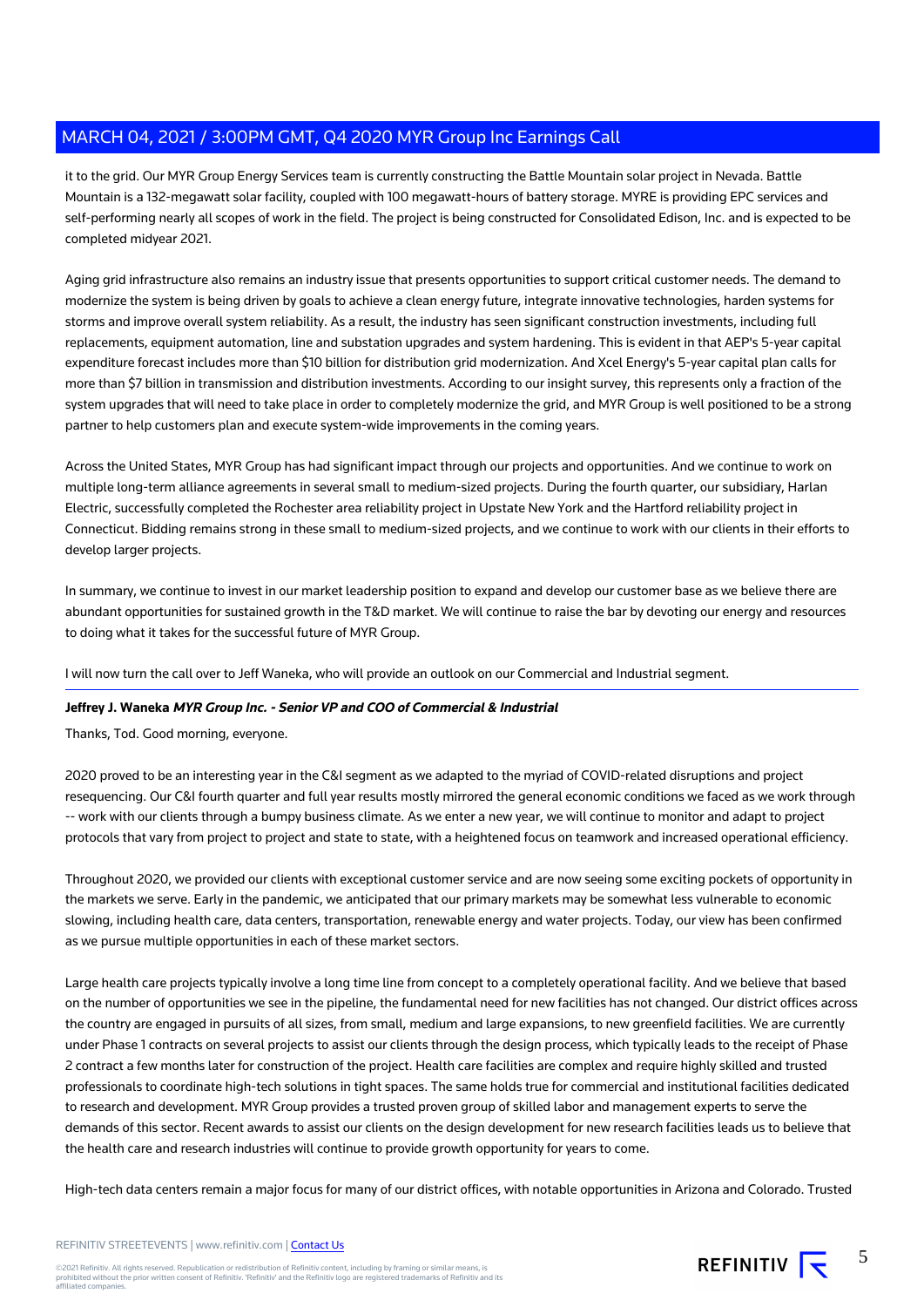it to the grid. Our MYR Group Energy Services team is currently constructing the Battle Mountain solar project in Nevada. Battle Mountain is a 132-megawatt solar facility, coupled with 100 megawatt-hours of battery storage. MYRE is providing EPC services and self-performing nearly all scopes of work in the field. The project is being constructed for Consolidated Edison, Inc. and is expected to be completed midyear 2021.

Aging grid infrastructure also remains an industry issue that presents opportunities to support critical customer needs. The demand to modernize the system is being driven by goals to achieve a clean energy future, integrate innovative technologies, harden systems for storms and improve overall system reliability. As a result, the industry has seen significant construction investments, including full replacements, equipment automation, line and substation upgrades and system hardening. This is evident in that AEP's 5-year capital expenditure forecast includes more than $10 billion for distribution grid modernization. And Xcel Energy's 5-year capital plan calls for more than $7 billion in transmission and distribution investments. According to our insight survey, this represents only a fraction of the system upgrades that will need to take place in order to completely modernize the grid, and MYR Group is well positioned to be a strong partner to help customers plan and execute system-wide improvements in the coming years.

Across the United States, MYR Group has had significant impact through our projects and opportunities. And we continue to work on multiple long-term alliance agreements in several small to medium-sized projects. During the fourth quarter, our subsidiary, Harlan Electric, successfully completed the Rochester area reliability project in Upstate New York and the Hartford reliability project in Connecticut. Bidding remains strong in these small to medium-sized projects, and we continue to work with our clients in their efforts to develop larger projects.

In summary, we continue to invest in our market leadership position to expand and develop our customer base as we believe there are abundant opportunities for sustained growth in the T&D market. We will continue to raise the bar by devoting our energy and resources to doing what it takes for the successful future of MYR Group.

I will now turn the call over to Jeff Waneka, who will provide an outlook on our Commercial and Industrial segment.

---

**Jeffrey J. Waneka** ***MYR Group Inc. - Senior VP and COO of Commercial & Industrial***

Thanks, Tod. Good morning, everyone.

2020 proved to be an interesting year in the C&I segment as we adapted to the myriad of COVID-related disruptions and project resequencing. Our C&I fourth quarter and full year results mostly mirrored the general economic conditions we faced as we work through -- work with our clients through a bumpy business climate. As we enter a new year, we will continue to monitor and adapt to project protocols that vary from project to project and state to state, with a heightened focus on teamwork and increased operational efficiency.

Throughout 2020, we provided our clients with exceptional customer service and are now seeing some exciting pockets of opportunity in the markets we serve. Early in the pandemic, we anticipated that our primary markets may be somewhat less vulnerable to economic slowing, including health care, data centers, transportation, renewable energy and water projects. Today, our view has been confirmed as we pursue multiple opportunities in each of these market sectors.

Large health care projects typically involve a long time line from concept to a completely operational facility. And we believe that based on the number of opportunities we see in the pipeline, the fundamental need for new facilities has not changed. Our district offices across the country are engaged in pursuits of all sizes, from small, medium and large expansions, to new greenfield facilities. We are currently under Phase 1 contracts on several projects to assist our clients through the design process, which typically leads to the receipt of Phase 2 contract a few months later for construction of the project. Health care facilities are complex and require highly skilled and trusted professionals to coordinate high-tech solutions in tight spaces. The same holds true for commercial and institutional facilities dedicated to research and development. MYR Group provides a trusted proven group of skilled labor and management experts to serve the demands of this sector. Recent awards to assist our clients on the design development for new research facilities leads us to believe that the health care and research industries will continue to provide growth opportunity for years to come.

High-tech data centers remain a major focus for many of our district offices, with notable opportunities in Arizona and Colorado. Trusted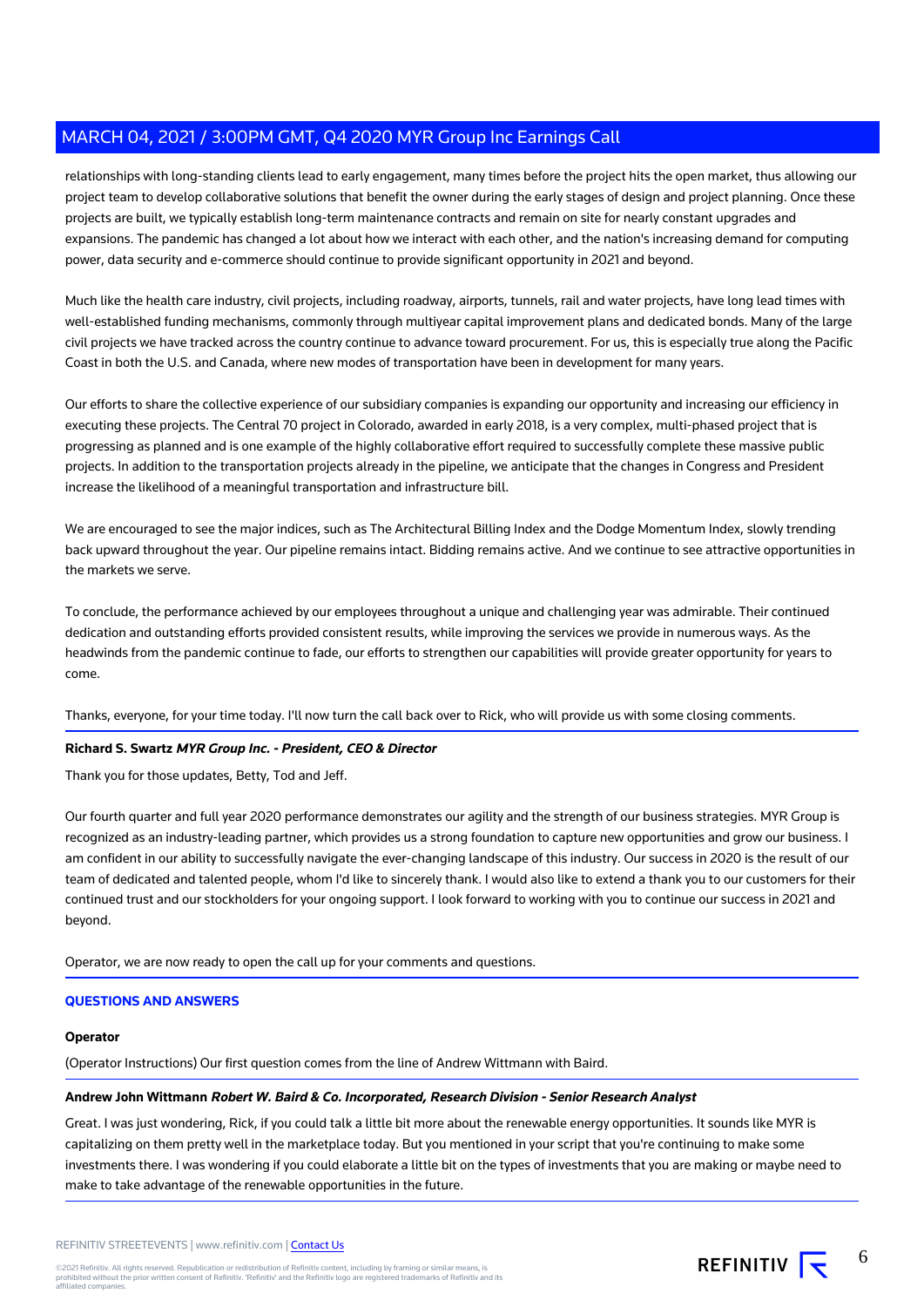relationships with long-standing clients lead to early engagement, many times before the project hits the open market, thus allowing our project team to develop collaborative solutions that benefit the owner during the early stages of design and project planning. Once these projects are built, we typically establish long-term maintenance contracts and remain on site for nearly constant upgrades and expansions. The pandemic has changed a lot about how we interact with each other, and the nation's increasing demand for computing power, data security and e-commerce should continue to provide significant opportunity in 2021 and beyond.

Much like the health care industry, civil projects, including roadway, airports, tunnels, rail and water projects, have long lead times with well-established funding mechanisms, commonly through multiyear capital improvement plans and dedicated bonds. Many of the large civil projects we have tracked across the country continue to advance toward procurement. For us, this is especially true along the Pacific Coast in both the U.S. and Canada, where new modes of transportation have been in development for many years.

Our efforts to share the collective experience of our subsidiary companies is expanding our opportunity and increasing our efficiency in executing these projects. The Central 70 project in Colorado, awarded in early 2018, is a very complex, multi-phased project that is progressing as planned and is one example of the highly collaborative effort required to successfully complete these massive public projects. In addition to the transportation projects already in the pipeline, we anticipate that the changes in Congress and President increase the likelihood of a meaningful transportation and infrastructure bill.

We are encouraged to see the major indices, such as The Architectural Billing Index and the Dodge Momentum Index, slowly trending back upward throughout the year. Our pipeline remains intact. Bidding remains active. And we continue to see attractive opportunities in the markets we serve.

To conclude, the performance achieved by our employees throughout a unique and challenging year was admirable. Their continued dedication and outstanding efforts provided consistent results, while improving the services we provide in numerous ways. As the headwinds from the pandemic continue to fade, our efforts to strengthen our capabilities will provide greater opportunity for years to come.

Thanks, everyone, for your time today. I'll now turn the call back over to Rick, who will provide us with some closing comments.

**Richard S. Swartz** ***MYR Group Inc. - President, CEO & Director***

Thank you for those updates, Betty, Tod and Jeff.

Our fourth quarter and full year 2020 performance demonstrates our agility and the strength of our business strategies. MYR Group is recognized as an industry-leading partner, which provides us a strong foundation to capture new opportunities and grow our business. I am confident in our ability to successfully navigate the ever-changing landscape of this industry. Our success in 2020 is the result of our team of dedicated and talented people, whom I'd like to sincerely thank. I would also like to extend a thank you to our customers for their continued trust and our stockholders for your ongoing support. I look forward to working with you to continue our success in 2021 and beyond.

Operator, we are now ready to open the call up for your comments and questions.

## QUESTIONS AND ANSWERS

**Operator**

(Operator Instructions) Our first question comes from the line of Andrew Wittmann with Baird.

**Andrew John Wittmann** ***Robert W. Baird & Co. Incorporated, Research Division - Senior Research Analyst***

Great. I was just wondering, Rick, if you could talk a little bit more about the renewable energy opportunities. It sounds like MYR is capitalizing on them pretty well in the marketplace today. But you mentioned in your script that you're continuing to make some investments there. I was wondering if you could elaborate a little bit on the types of investments that you are making or maybe need to make to take advantage of the renewable opportunities in the future.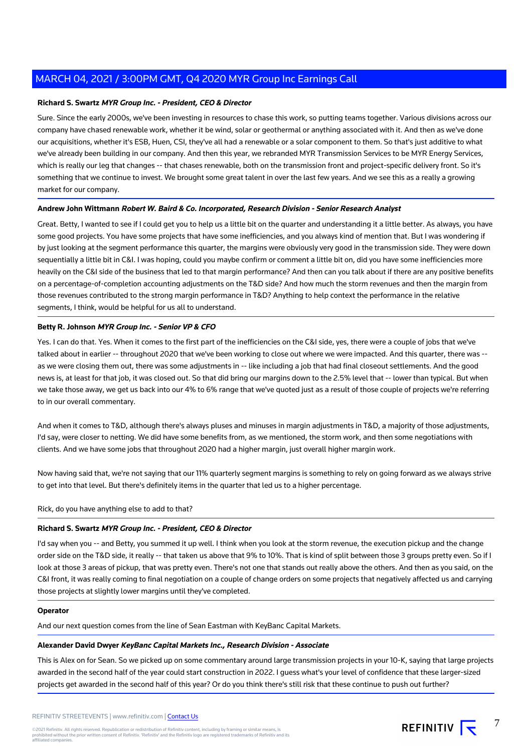**Richard S. Swartz** ***MYR Group Inc. - President, CEO & Director***

Sure. Since the early 2000s, we've been investing in resources to chase this work, so putting teams together. Various divisions across our company have chased renewable work, whether it be wind, solar or geothermal or anything associated with it. And then as we've done our acquisitions, whether it's ESB, Huen, CSI, they've all had a renewable or a solar component to them. So that's just additive to what we've already been building in our company. And then this year, we rebranded MYR Transmission Services to be MYR Energy Services, which is really our leg that changes -- that chases renewable, both on the transmission front and project-specific delivery front. So it's something that we continue to invest. We brought some great talent in over the last few years. And we see this as a really a growing market for our company.

**Andrew John Wittmann** ***Robert W. Baird & Co. Incorporated, Research Division - Senior Research Analyst***

Great. Betty, I wanted to see if I could get you to help us a little bit on the quarter and understanding it a little better. As always, you have some good projects. You have some projects that have some inefficiencies, and you always kind of mention that. But I was wondering if by just looking at the segment performance this quarter, the margins were obviously very good in the transmission side. They were down sequentially a little bit in C&I. I was hoping, could you maybe confirm or comment a little bit on, did you have some inefficiencies more heavily on the C&I side of the business that led to that margin performance? And then can you talk about if there are any positive benefits on a percentage-of-completion accounting adjustments on the T&D side? And how much the storm revenues and then the margin from those revenues contributed to the strong margin performance in T&D? Anything to help context the performance in the relative segments, I think, would be helpful for us all to understand.

**Betty R. Johnson** ***MYR Group Inc. - Senior VP & CFO***

Yes. I can do that. Yes. When it comes to the first part of the inefficiencies on the C&I side, yes, there were a couple of jobs that we've talked about in earlier -- throughout 2020 that we've been working to close out where we were impacted. And this quarter, there was -- as we were closing them out, there was some adjustments in -- like including a job that had final closeout settlements. And the good news is, at least for that job, it was closed out. So that did bring our margins down to the 2.5% level that -- lower than typical. But when we take those away, we get us back into our 4% to 6% range that we've quoted just as a result of those couple of projects we're referring to in our overall commentary.

And when it comes to T&D, although there's always pluses and minuses in margin adjustments in T&D, a majority of those adjustments, I'd say, were closer to netting. We did have some benefits from, as we mentioned, the storm work, and then some negotiations with clients. And we have some jobs that throughout 2020 had a higher margin, just overall higher margin work.

Now having said that, we're not saying that our 11% quarterly segment margins is something to rely on going forward as we always strive to get into that level. But there's definitely items in the quarter that led us to a higher percentage.

Rick, do you have anything else to add to that?

**Richard S. Swartz** ***MYR Group Inc. - President, CEO & Director***

I'd say when you -- and Betty, you summed it up well. I think when you look at the storm revenue, the execution pickup and the change order side on the T&D side, it really -- that taken us above that 9% to 10%. That is kind of split between those 3 groups pretty even. So if I look at those 3 areas of pickup, that was pretty even. There's not one that stands out really above the others. And then as you said, on the C&I front, it was really coming to final negotiation on a couple of change orders on some projects that negatively affected us and carrying those projects at slightly lower margins until they've completed.

**Operator**

And our next question comes from the line of Sean Eastman with KeyBanc Capital Markets.

**Alexander David Dwyer** ***KeyBanc Capital Markets Inc., Research Division - Associate***

This is Alex on for Sean. So we picked up on some commentary around large transmission projects in your 10-K, saying that large projects awarded in the second half of the year could start construction in 2022. I guess what's your level of confidence that these larger-sized projects get awarded in the second half of this year? Or do you think there's still risk that these continue to push out further?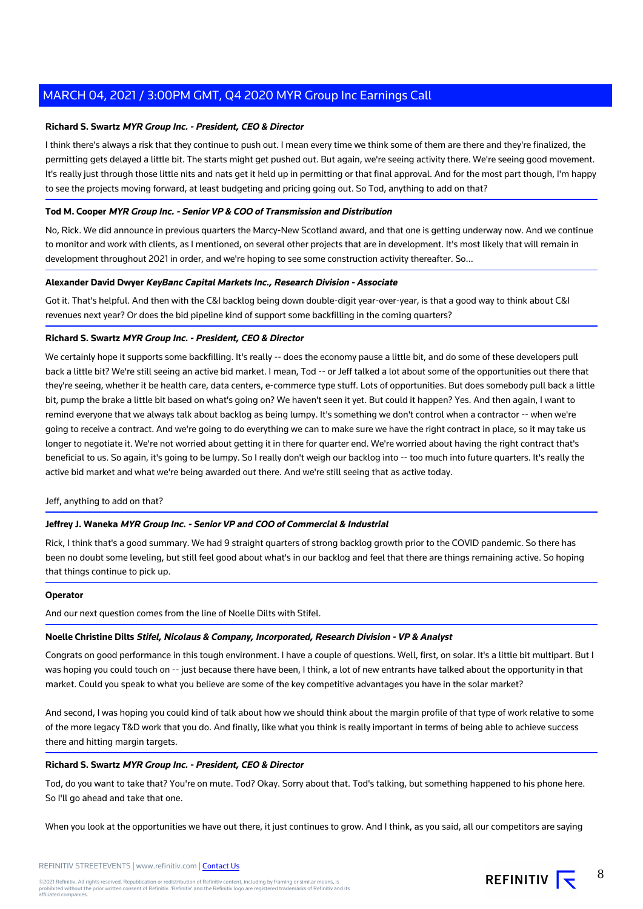**Richard S. Swartz** ***MYR Group Inc. - President, CEO & Director***

I think there's always a risk that they continue to push out. I mean every time we think some of them are there and they're finalized, the permitting gets delayed a little bit. The starts might get pushed out. But again, we're seeing activity there. We're seeing good movement. It's really just through those little nits and nats get it held up in permitting or that final approval. And for the most part though, I'm happy to see the projects moving forward, at least budgeting and pricing going out. So Tod, anything to add on that?

**Tod M. Cooper** ***MYR Group Inc. - Senior VP & COO of Transmission and Distribution***

No, Rick. We did announce in previous quarters the Marcy-New Scotland award, and that one is getting underway now. And we continue to monitor and work with clients, as I mentioned, on several other projects that are in development. It's most likely that will remain in development throughout 2021 in order, and we're hoping to see some construction activity thereafter. So...

**Alexander David Dwyer** ***KeyBanc Capital Markets Inc., Research Division - Associate***

Got it. That's helpful. And then with the C&I backlog being down double-digit year-over-year, is that a good way to think about C&I revenues next year? Or does the bid pipeline kind of support some backfilling in the coming quarters?

**Richard S. Swartz** ***MYR Group Inc. - President, CEO & Director***

We certainly hope it supports some backfilling. It's really -- does the economy pause a little bit, and do some of these developers pull back a little bit? We're still seeing an active bid market. I mean, Tod -- or Jeff talked a lot about some of the opportunities out there that they're seeing, whether it be health care, data centers, e-commerce type stuff. Lots of opportunities. But does somebody pull back a little bit, pump the brake a little bit based on what's going on? We haven't seen it yet. But could it happen? Yes. And then again, I want to remind everyone that we always talk about backlog as being lumpy. It's something we don't control when a contractor -- when we're going to receive a contract. And we're going to do everything we can to make sure we have the right contract in place, so it may take us longer to negotiate it. We're not worried about getting it in there for quarter end. We're worried about having the right contract that's beneficial to us. So again, it's going to be lumpy. So I really don't weigh our backlog into -- too much into future quarters. It's really the active bid market and what we're being awarded out there. And we're still seeing that as active today.

Jeff, anything to add on that?

**Jeffrey J. Waneka** ***MYR Group Inc. - Senior VP and COO of Commercial & Industrial***

Rick, I think that's a good summary. We had 9 straight quarters of strong backlog growth prior to the COVID pandemic. So there has been no doubt some leveling, but still feel good about what's in our backlog and feel that there are things remaining active. So hoping that things continue to pick up.

**Operator**

And our next question comes from the line of Noelle Dilts with Stifel.

**Noelle Christine Dilts** ***Stifel, Nicolaus & Company, Incorporated, Research Division - VP & Analyst***

Congrats on good performance in this tough environment. I have a couple of questions. Well, first, on solar. It's a little bit multipart. But I was hoping you could touch on -- just because there have been, I think, a lot of new entrants have talked about the opportunity in that market. Could you speak to what you believe are some of the key competitive advantages you have in the solar market?

And second, I was hoping you could kind of talk about how we should think about the margin profile of that type of work relative to some of the more legacy T&D work that you do. And finally, like what you think is really important in terms of being able to achieve success there and hitting margin targets.

**Richard S. Swartz** ***MYR Group Inc. - President, CEO & Director***

Tod, do you want to take that? You're on mute. Tod? Okay. Sorry about that. Tod's talking, but something happened to his phone here. So I'll go ahead and take that one.

When you look at the opportunities we have out there, it just continues to grow. And I think, as you said, all our competitors are saying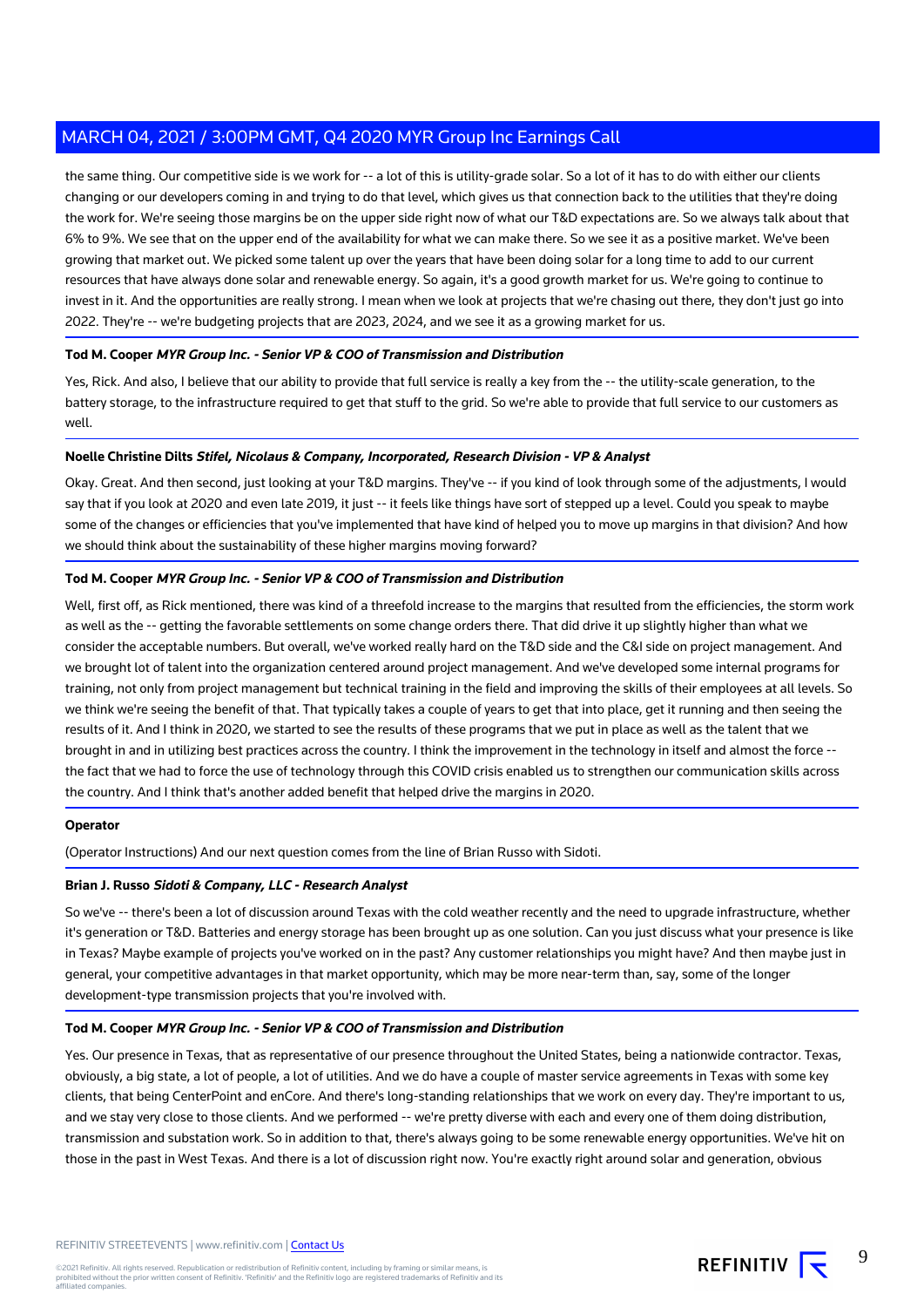the same thing. Our competitive side is we work for -- a lot of this is utility-grade solar. So a lot of it has to do with either our clients changing or our developers coming in and trying to do that level, which gives us that connection back to the utilities that they're doing the work for. We're seeing those margins be on the upper side right now of what our T&D expectations are. So we always talk about that 6% to 9%. We see that on the upper end of the availability for what we can make there. So we see it as a positive market. We've been growing that market out. We picked some talent up over the years that have been doing solar for a long time to add to our current resources that have always done solar and renewable energy. So again, it's a good growth market for us. We're going to continue to invest in it. And the opportunities are really strong. I mean when we look at projects that we're chasing out there, they don't just go into 2022. They're -- we're budgeting projects that are 2023, 2024, and we see it as a growing market for us.

**Tod M. Cooper** ***MYR Group Inc. - Senior VP & COO of Transmission and Distribution***

Yes, Rick. And also, I believe that our ability to provide that full service is really a key from the -- the utility-scale generation, to the battery storage, to the infrastructure required to get that stuff to the grid. So we're able to provide that full service to our customers as well.

**Noelle Christine Dilts** ***Stifel, Nicolaus & Company, Incorporated, Research Division - VP & Analyst***

Okay. Great. And then second, just looking at your T&D margins. They've -- if you kind of look through some of the adjustments, I would say that if you look at 2020 and even late 2019, it just -- it feels like things have sort of stepped up a level. Could you speak to maybe some of the changes or efficiencies that you've implemented that have kind of helped you to move up margins in that division? And how we should think about the sustainability of these higher margins moving forward?

**Tod M. Cooper** ***MYR Group Inc. - Senior VP & COO of Transmission and Distribution***

Well, first off, as Rick mentioned, there was kind of a threefold increase to the margins that resulted from the efficiencies, the storm work as well as the -- getting the favorable settlements on some change orders there. That did drive it up slightly higher than what we consider the acceptable numbers. But overall, we've worked really hard on the T&D side and the C&I side on project management. And we brought lot of talent into the organization centered around project management. And we've developed some internal programs for training, not only from project management but technical training in the field and improving the skills of their employees at all levels. So we think we're seeing the benefit of that. That typically takes a couple of years to get that into place, get it running and then seeing the results of it. And I think in 2020, we started to see the results of these programs that we put in place as well as the talent that we brought in and in utilizing best practices across the country. I think the improvement in the technology in itself and almost the force -- the fact that we had to force the use of technology through this COVID crisis enabled us to strengthen our communication skills across the country. And I think that's another added benefit that helped drive the margins in 2020.

**Operator**

(Operator Instructions) And our next question comes from the line of Brian Russo with Sidoti.

**Brian J. Russo** ***Sidoti & Company, LLC - Research Analyst***

So we've -- there's been a lot of discussion around Texas with the cold weather recently and the need to upgrade infrastructure, whether it's generation or T&D. Batteries and energy storage has been brought up as one solution. Can you just discuss what your presence is like in Texas? Maybe example of projects you've worked on in the past? Any customer relationships you might have? And then maybe just in general, your competitive advantages in that market opportunity, which may be more near-term than, say, some of the longer development-type transmission projects that you're involved with.

**Tod M. Cooper** ***MYR Group Inc. - Senior VP & COO of Transmission and Distribution***

Yes. Our presence in Texas, that as representative of our presence throughout the United States, being a nationwide contractor. Texas, obviously, a big state, a lot of people, a lot of utilities. And we do have a couple of master service agreements in Texas with some key clients, that being CenterPoint and enCore. And there's long-standing relationships that we work on every day. They're important to us, and we stay very close to those clients. And we performed -- we're pretty diverse with each and every one of them doing distribution, transmission and substation work. So in addition to that, there's always going to be some renewable energy opportunities. We've hit on those in the past in West Texas. And there is a lot of discussion right now. You're exactly right around solar and generation, obvious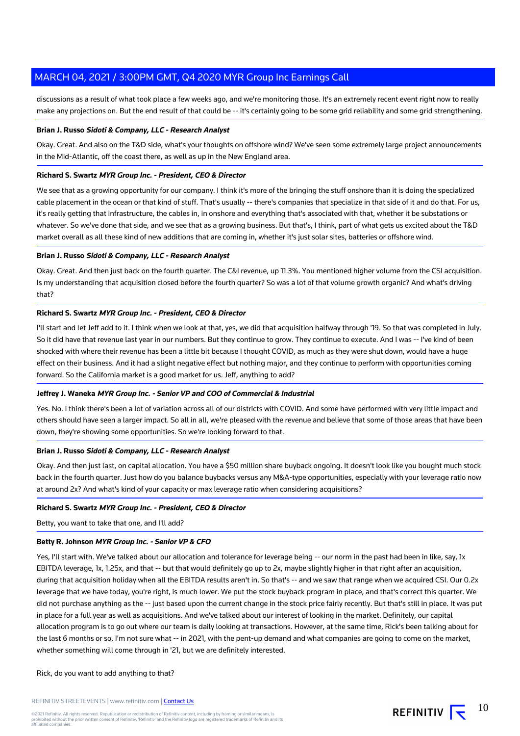discussions as a result of what took place a few weeks ago, and we're monitoring those. It's an extremely recent event right now to really make any projections on. But the end result of that could be -- it's certainly going to be some grid reliability and some grid strengthening.

**Brian J. Russo** ***Sidoti & Company, LLC - Research Analyst***

Okay. Great. And also on the T&D side, what's your thoughts on offshore wind? We've seen some extremely large project announcements in the Mid-Atlantic, off the coast there, as well as up in the New England area.

**Richard S. Swartz** ***MYR Group Inc. - President, CEO & Director***

We see that as a growing opportunity for our company. I think it's more of the bringing the stuff onshore than it is doing the specialized cable placement in the ocean or that kind of stuff. That's usually -- there's companies that specialize in that side of it and do that. For us, it's really getting that infrastructure, the cables in, in onshore and everything that's associated with that, whether it be substations or whatever. So we've done that side, and we see that as a growing business. But that's, I think, part of what gets us excited about the T&D market overall as all these kind of new additions that are coming in, whether it's just solar sites, batteries or offshore wind.

**Brian J. Russo** ***Sidoti & Company, LLC - Research Analyst***

Okay. Great. And then just back on the fourth quarter. The C&I revenue, up 11.3%. You mentioned higher volume from the CSI acquisition. Is my understanding that acquisition closed before the fourth quarter? So was a lot of that volume growth organic? And what's driving that?

**Richard S. Swartz** ***MYR Group Inc. - President, CEO & Director***

I'll start and let Jeff add to it. I think when we look at that, yes, we did that acquisition halfway through '19. So that was completed in July. So it did have that revenue last year in our numbers. But they continue to grow. They continue to execute. And I was -- I've kind of been shocked with where their revenue has been a little bit because I thought COVID, as much as they were shut down, would have a huge effect on their business. And it had a slight negative effect but nothing major, and they continue to perform with opportunities coming forward. So the California market is a good market for us. Jeff, anything to add?

**Jeffrey J. Waneka** ***MYR Group Inc. - Senior VP and COO of Commercial & Industrial***

Yes. No. I think there's been a lot of variation across all of our districts with COVID. And some have performed with very little impact and others should have seen a larger impact. So all in all, we're pleased with the revenue and believe that some of those areas that have been down, they're showing some opportunities. So we're looking forward to that.

**Brian J. Russo** ***Sidoti & Company, LLC - Research Analyst***

Okay. And then just last, on capital allocation. You have a $50 million share buyback ongoing. It doesn't look like you bought much stock back in the fourth quarter. Just how do you balance buybacks versus any M&A-type opportunities, especially with your leverage ratio now at around 2x? And what's kind of your capacity or max leverage ratio when considering acquisitions?

**Richard S. Swartz** ***MYR Group Inc. - President, CEO & Director***

Betty, you want to take that one, and I'll add?

**Betty R. Johnson** ***MYR Group Inc. - Senior VP & CFO***

Yes, I'll start with. We've talked about our allocation and tolerance for leverage being -- our norm in the past had been in like, say, 1x EBITDA leverage, 1x, 1.25x, and that -- but that would definitely go up to 2x, maybe slightly higher in that right after an acquisition, during that acquisition holiday when all the EBITDA results aren't in. So that's -- and we saw that range when we acquired CSI. Our 0.2x leverage that we have today, you're right, is much lower. We put the stock buyback program in place, and that's correct this quarter. We did not purchase anything as the -- just based upon the current change in the stock price fairly recently. But that's still in place. It was put in place for a full year as well as acquisitions. And we've talked about our interest of looking in the market. Definitely, our capital allocation program is to go out where our team is daily looking at transactions. However, at the same time, Rick's been talking about for the last 6 months or so, I'm not sure what -- in 2021, with the pent-up demand and what companies are going to come on the market, whether something will come through in '21, but we are definitely interested.

Rick, do you want to add anything to that?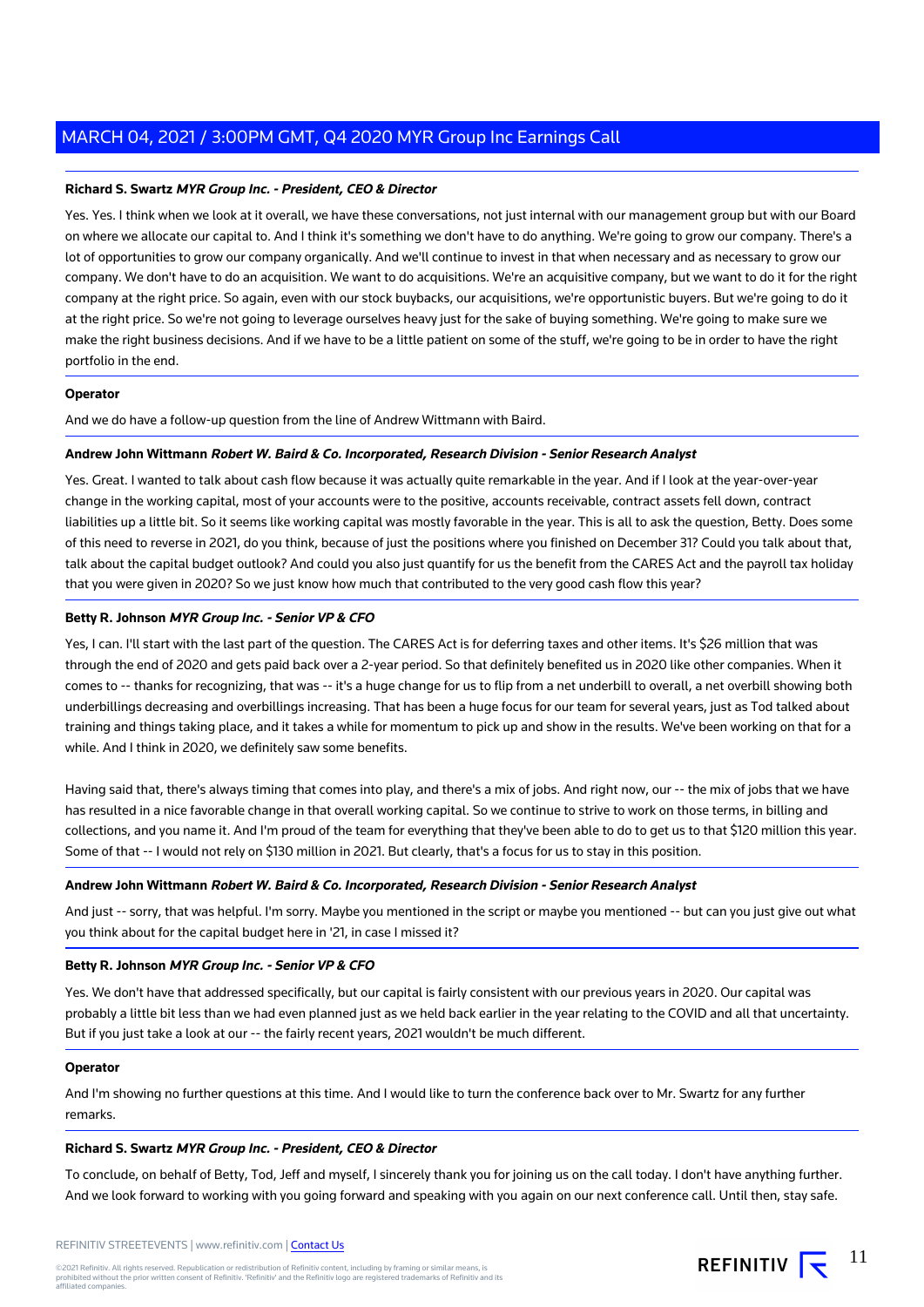**Richard S. Swartz** ***MYR Group Inc. - President, CEO & Director***

Yes. Yes. I think when we look at it overall, we have these conversations, not just internal with our management group but with our Board on where we allocate our capital to. And I think it's something we don't have to do anything. We're going to grow our company. There's a lot of opportunities to grow our company organically. And we'll continue to invest in that when necessary and as necessary to grow our company. We don't have to do an acquisition. We want to do acquisitions. We're an acquisitive company, but we want to do it for the right company at the right price. So again, even with our stock buybacks, our acquisitions, we're opportunistic buyers. But we're going to do it at the right price. So we're not going to leverage ourselves heavy just for the sake of buying something. We're going to make sure we make the right business decisions. And if we have to be a little patient on some of the stuff, we're going to be in order to have the right portfolio in the end.

**Operator**

And we do have a follow-up question from the line of Andrew Wittmann with Baird.

**Andrew John Wittmann** ***Robert W. Baird & Co. Incorporated, Research Division - Senior Research Analyst***

Yes. Great. I wanted to talk about cash flow because it was actually quite remarkable in the year. And if I look at the year-over-year change in the working capital, most of your accounts were to the positive, accounts receivable, contract assets fell down, contract liabilities up a little bit. So it seems like working capital was mostly favorable in the year. This is all to ask the question, Betty. Does some of this need to reverse in 2021, do you think, because of just the positions where you finished on December 31? Could you talk about that, talk about the capital budget outlook? And could you also just quantify for us the benefit from the CARES Act and the payroll tax holiday that you were given in 2020? So we just know how much that contributed to the very good cash flow this year?

**Betty R. Johnson** ***MYR Group Inc. - Senior VP & CFO***

Yes, I can. I'll start with the last part of the question. The CARES Act is for deferring taxes and other items. It's $26 million that was through the end of 2020 and gets paid back over a 2-year period. So that definitely benefited us in 2020 like other companies. When it comes to -- thanks for recognizing, that was -- it's a huge change for us to flip from a net underbill to overall, a net overbill showing both underbillings decreasing and overbillings increasing. That has been a huge focus for our team for several years, just as Tod talked about training and things taking place, and it takes a while for momentum to pick up and show in the results. We've been working on that for a while. And I think in 2020, we definitely saw some benefits.

Having said that, there's always timing that comes into play, and there's a mix of jobs. And right now, our -- the mix of jobs that we have has resulted in a nice favorable change in that overall working capital. So we continue to strive to work on those terms, in billing and collections, and you name it. And I'm proud of the team for everything that they've been able to do to get us to that $120 million this year. Some of that -- I would not rely on $130 million in 2021. But clearly, that's a focus for us to stay in this position.

**Andrew John Wittmann** ***Robert W. Baird & Co. Incorporated, Research Division - Senior Research Analyst***

And just -- sorry, that was helpful. I'm sorry. Maybe you mentioned in the script or maybe you mentioned -- but can you just give out what you think about for the capital budget here in '21, in case I missed it?

**Betty R. Johnson** ***MYR Group Inc. - Senior VP & CFO***

Yes. We don't have that addressed specifically, but our capital is fairly consistent with our previous years in 2020. Our capital was probably a little bit less than we had even planned just as we held back earlier in the year relating to the COVID and all that uncertainty. But if you just take a look at our -- the fairly recent years, 2021 wouldn't be much different.

**Operator**

And I'm showing no further questions at this time. And I would like to turn the conference back over to Mr. Swartz for any further remarks.

**Richard S. Swartz** ***MYR Group Inc. - President, CEO & Director***

To conclude, on behalf of Betty, Tod, Jeff and myself, I sincerely thank you for joining us on the call today. I don't have anything further. And we look forward to working with you going forward and speaking with you again on our next conference call. Until then, stay safe.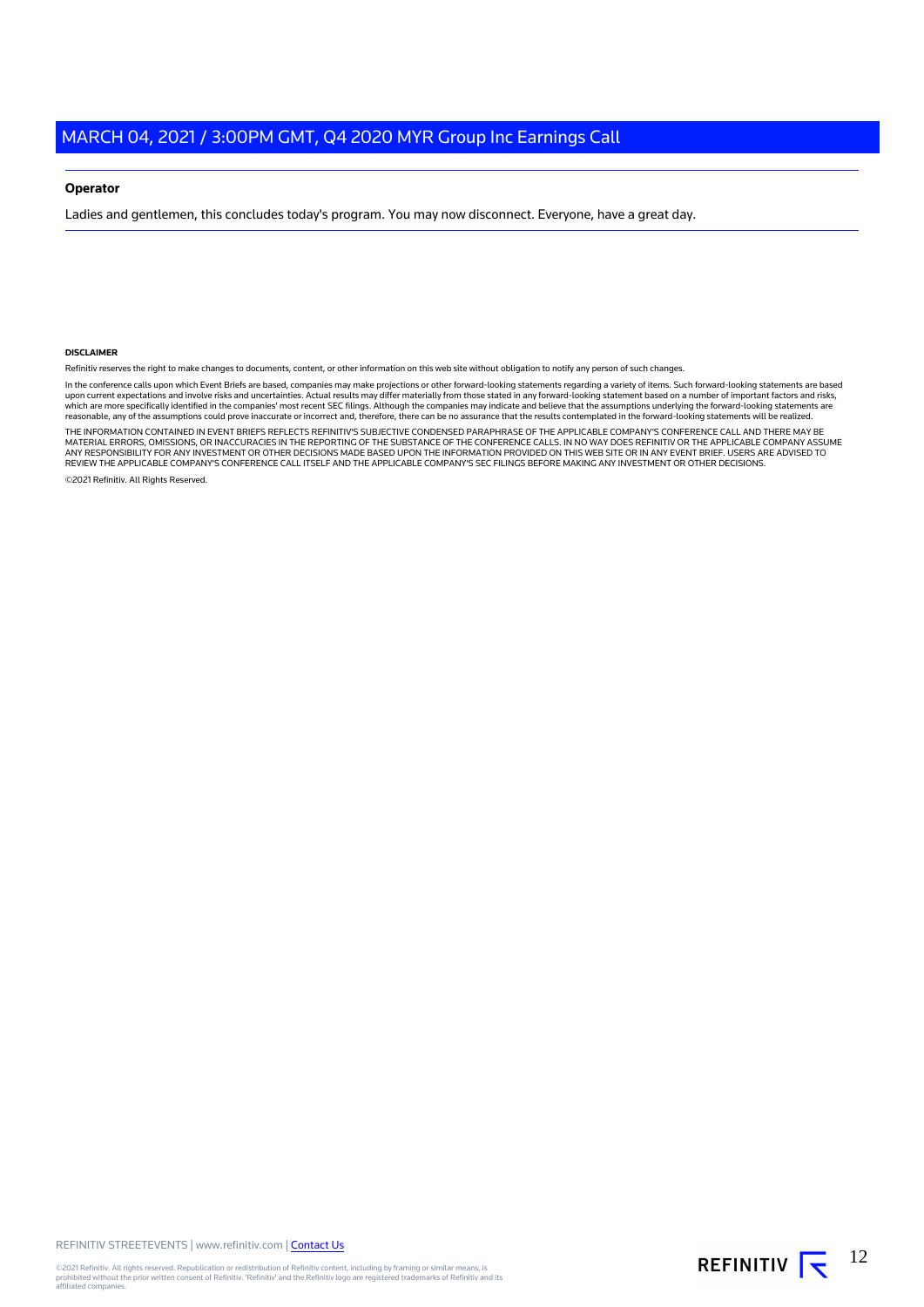**Operator**

Ladies and gentlemen, this concludes today's program. You may now disconnect. Everyone, have a great day.

**DISCLAIMER**

Refinitiv reserves the right to make changes to documents, content, or other information on this web site without obligation to notify any person of such changes.

In the conference calls upon which Event Briefs are based, companies may make projections or other forward-looking statements regarding a variety of items. Such forward-looking statements are based upon current expectations and involve risks and uncertainties. Actual results may differ materially from those stated in any forward-looking statement based on a number of important factors and risks, which are more specifically identified in the companies' most recent SEC filings. Although the companies may indicate and believe that the assumptions underlying the forward-looking statements are reasonable, any of the assumptions could prove inaccurate or incorrect and, therefore, there can be no assurance that the results contemplated in the forward-looking statements will be realized.

THE INFORMATION CONTAINED IN EVENT BRIEFS REFLECTS REFINITIV'S SUBJECTIVE CONDENSED PARAPHRASE OF THE APPLICABLE COMPANY'S CONFERENCE CALL AND THERE MAY BE MATERIAL ERRORS, OMISSIONS, OR INACCURACIES IN THE REPORTING OF THE SUBSTANCE OF THE CONFERENCE CALLS. IN NO WAY DOES REFINITIV OR THE APPLICABLE COMPANY ASSUME ANY RESPONSIBILITY FOR ANY INVESTMENT OR OTHER DECISIONS MADE BASED UPON THE INFORMATION PROVIDED ON THIS WEB SITE OR IN ANY EVENT BRIEF. USERS ARE ADVISED TO REVIEW THE APPLICABLE COMPANY'S CONFERENCE CALL ITSELF AND THE APPLICABLE COMPANY'S SEC FILINGS BEFORE MAKING ANY INVESTMENT OR OTHER DECISIONS.

©2021 Refinitiv. All Rights Reserved.